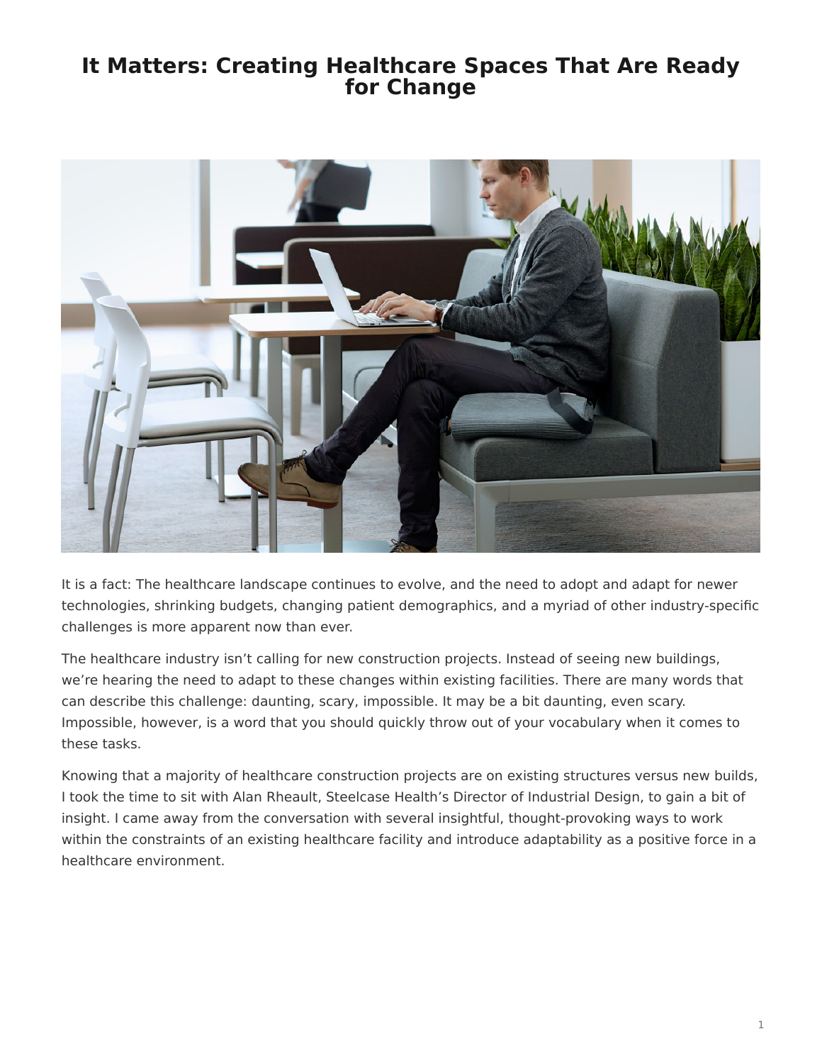# It Matters: Creating Healthcare Spaces That Are Ready for Change

It is a fact: The healthcare landscape continues to evolve, and the need to adopt and adapt for newer technologies, shrinking budgets, changing patient demographics, and a myriad of other industry-specific challenges is more apparent now than ever.

The healthcare industry isn't calling for new construction projects. Instead of seeing new buildings, we're hearing the need to adapt to these changes within existing facilities. There are many words that can describe this challenge: daunting, scary, impossible. It may be a bit daunting, even scary. Impossible, however, is a word that you should quickly throw out of your vocabulary when it comes to these tasks.

Knowing that a majority of healthcare construction projects are on existing structures versus new builds, I took the time to sit with Alan Rheault, Steelcase Health's Director of Industrial Design, to gain a bit of insight. I came away from the conversation with several insightful, thought-provoking ways to work within the constraints of an existing healthcare facility and introduce adaptability as a positive force in a healthcare environment.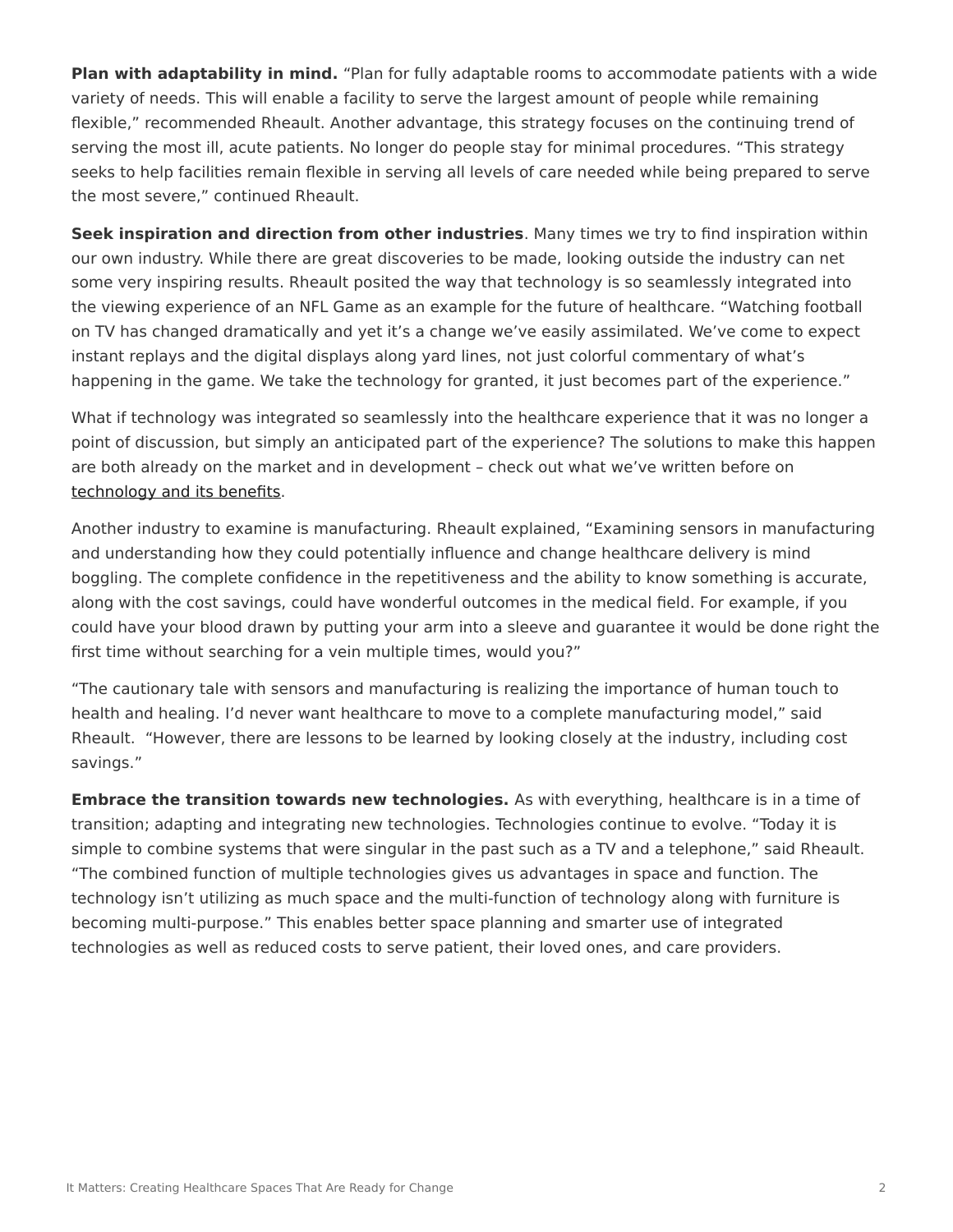**Plan with adaptability in mind.** “Plan for fully adaptable rooms to accommodate patients with a wide variety of needs. This will enable a facility to serve the largest amount of people while remaining flexible,” recommended Rheault. Another advantage, this strategy focuses on the continuing trend of serving the most ill, acute patients. No longer do people stay for minimal procedures. “This strategy seeks to help facilities remain flexible in serving all levels of care needed while being prepared to serve the most severe,” continued Rheault.

**Seek inspiration and direction from other industries**. Many times we try to find inspiration within our own industry. While there are great discoveries to be made, looking outside the industry can net some very inspiring results. Rheault posited the way that technology is so seamlessly integrated into the viewing experience of an NFL Game as an example for the future of healthcare. “Watching football on TV has changed dramatically and yet it’s a change we’ve easily assimilated. We’ve come to expect instant replays and the digital displays along yard lines, not just colorful commentary of what’s happening in the game. We take the technology for granted, it just becomes part of the experience.”

What if technology was integrated so seamlessly into the healthcare experience that it was no longer a point of discussion, but simply an anticipated part of the experience? The solutions to make this happen are both already on the market and in development – check out what we’ve written before on technology and its benefits.

Another industry to examine is manufacturing. Rheault explained, “Examining sensors in manufacturing and understanding how they could potentially influence and change healthcare delivery is mind boggling. The complete confidence in the repetitiveness and the ability to know something is accurate, along with the cost savings, could have wonderful outcomes in the medical field. For example, if you could have your blood drawn by putting your arm into a sleeve and guarantee it would be done right the first time without searching for a vein multiple times, would you?”

“The cautionary tale with sensors and manufacturing is realizing the importance of human touch to health and healing. I’d never want healthcare to move to a complete manufacturing model,” said Rheault. “However, there are lessons to be learned by looking closely at the industry, including cost savings.”

**Embrace the transition towards new technologies.** As with everything, healthcare is in a time of transition; adapting and integrating new technologies. Technologies continue to evolve. “Today it is simple to combine systems that were singular in the past such as a TV and a telephone,” said Rheault. “The combined function of multiple technologies gives us advantages in space and function. The technology isn’t utilizing as much space and the multi-function of technology along with furniture is becoming multi-purpose.” This enables better space planning and smarter use of integrated technologies as well as reduced costs to serve patient, their loved ones, and care providers.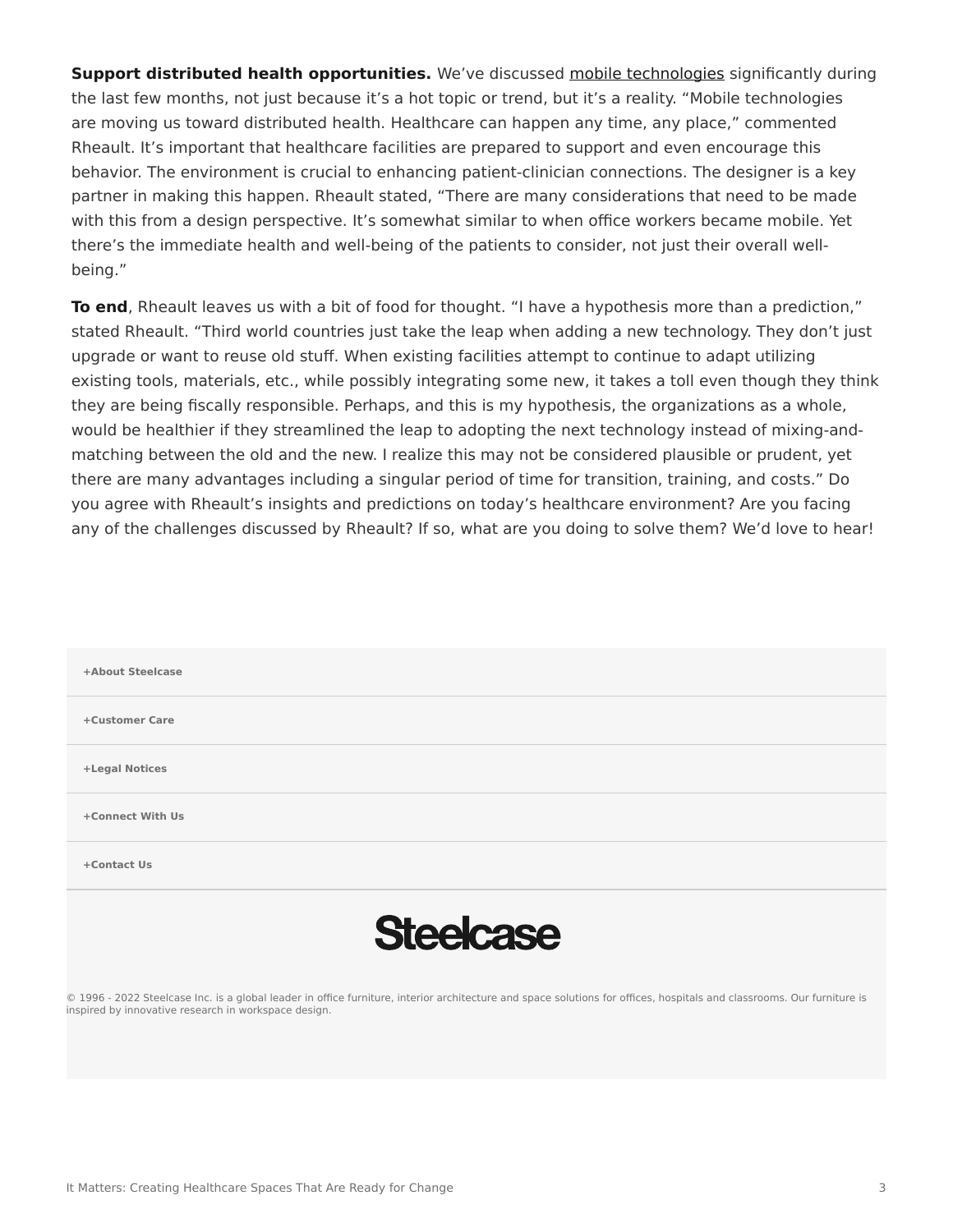**Support distributed health opportunities.** We've discussed mobile technologies significantly during the last few months, not just because it's a hot topic or trend, but it's a reality. "Mobile technologies are moving us toward distributed health. Healthcare can happen any time, any place," commented Rheault. It's important that healthcare facilities are prepared to support and even encourage this behavior. The environment is crucial to enhancing patient-clinician connections. The designer is a key partner in making this happen. Rheault stated, "There are many considerations that need to be made with this from a design perspective. It's somewhat similar to when office workers became mobile. Yet there's the immediate health and well-being of the patients to consider, not just their overall well-being."

**To end**, Rheault leaves us with a bit of food for thought. "I have a hypothesis more than a prediction," stated Rheault. "Third world countries just take the leap when adding a new technology. They don't just upgrade or want to reuse old stuff. When existing facilities attempt to continue to adapt utilizing existing tools, materials, etc., while possibly integrating some new, it takes a toll even though they think they are being fiscally responsible. Perhaps, and this is my hypothesis, the organizations as a whole, would be healthier if they streamlined the leap to adopting the next technology instead of mixing-and-matching between the old and the new. I realize this may not be considered plausible or prudent, yet there are many advantages including a singular period of time for transition, training, and costs." Do you agree with Rheault's insights and predictions on today's healthcare environment? Are you facing any of the challenges discussed by Rheault? If so, what are you doing to solve them? We'd love to hear!

+About Steelcase

+Customer Care

+Legal Notices

+Connect With Us

+Contact Us

Steelcase

© 1996 - 2022 Steelcase Inc. is a global leader in office furniture, interior architecture and space solutions for offices, hospitals and classrooms. Our furniture is inspired by innovative research in workspace design.